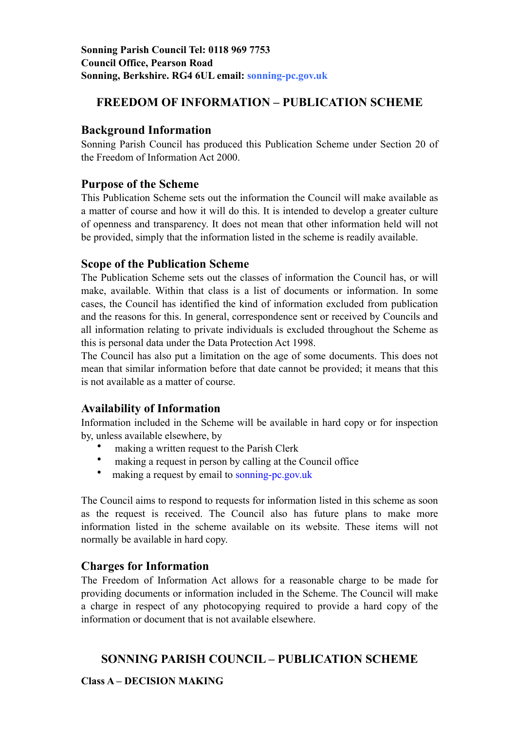**Sonning Parish Council Tel: 0118 969 7753**
**Council Office, Pearson Road**
**Sonning, Berkshire. RG4 6UL email: sonning-pc.gov.uk**

# FREEDOM OF INFORMATION – PUBLICATION SCHEME

## Background Information

Sonning Parish Council has produced this Publication Scheme under Section 20 of the Freedom of Information Act 2000.

## Purpose of the Scheme

This Publication Scheme sets out the information the Council will make available as a matter of course and how it will do this. It is intended to develop a greater culture of openness and transparency. It does not mean that other information held will not be provided, simply that the information listed in the scheme is readily available.

## Scope of the Publication Scheme

The Publication Scheme sets out the classes of information the Council has, or will make, available. Within that class is a list of documents or information. In some cases, the Council has identified the kind of information excluded from publication and the reasons for this. In general, correspondence sent or received by Councils and all information relating to private individuals is excluded throughout the Scheme as this is personal data under the Data Protection Act 1998.

The Council has also put a limitation on the age of some documents. This does not mean that similar information before that date cannot be provided; it means that this is not available as a matter of course.

## Availability of Information

Information included in the Scheme will be available in hard copy or for inspection by, unless available elsewhere, by

- making a written request to the Parish Clerk
- making a request in person by calling at the Council office
- making a request by email to sonning-pc.gov.uk

The Council aims to respond to requests for information listed in this scheme as soon as the request is received. The Council also has future plans to make more information listed in the scheme available on its website. These items will not normally be available in hard copy.

## Charges for Information

The Freedom of Information Act allows for a reasonable charge to be made for providing documents or information included in the Scheme. The Council will make a charge in respect of any photocopying required to provide a hard copy of the information or document that is not available elsewhere.

# SONNING PARISH COUNCIL – PUBLICATION SCHEME

**Class A – DECISION MAKING**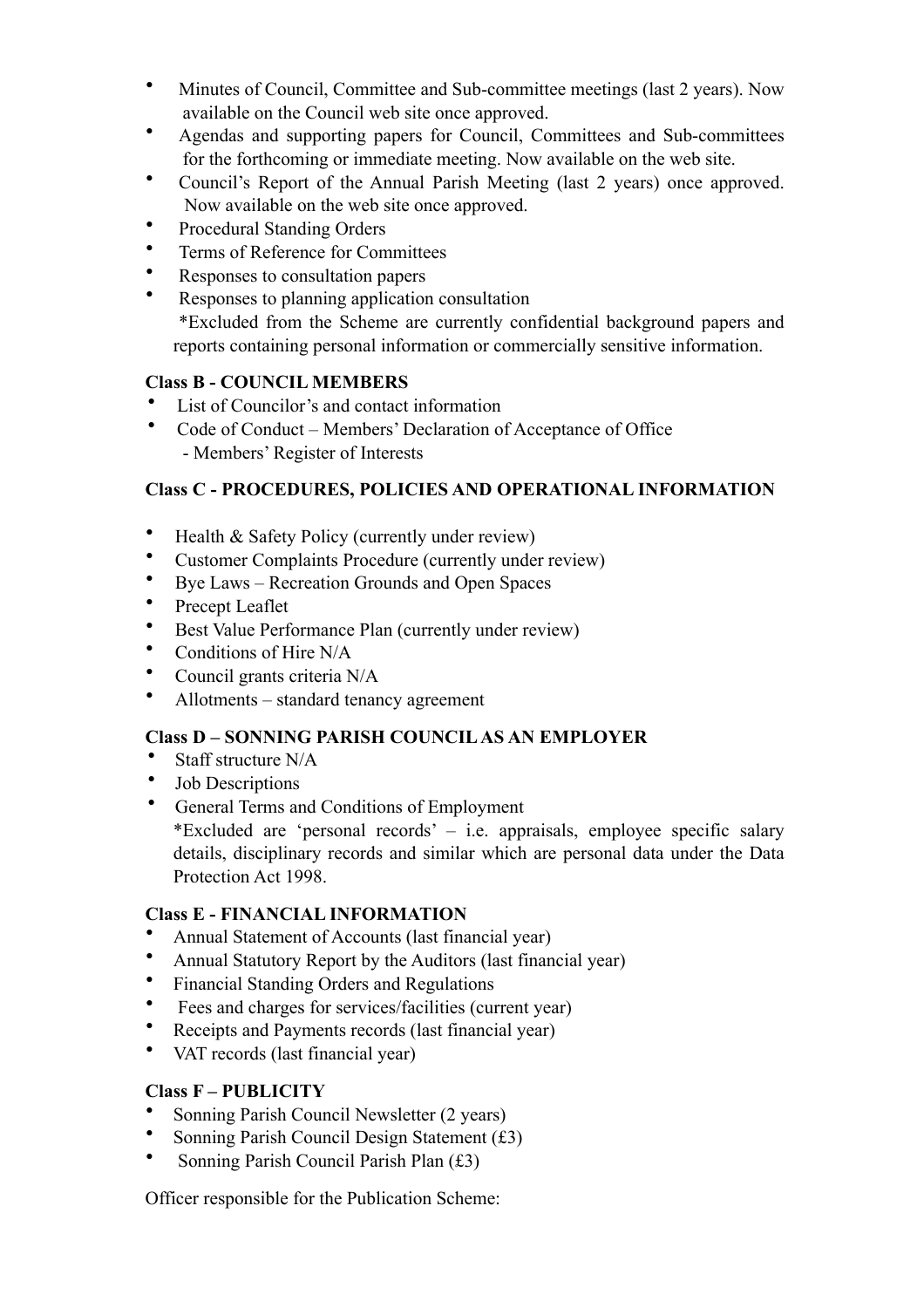- Minutes of Council, Committee and Sub-committee meetings (last 2 years). Now available on the Council web site once approved.
- Agendas and supporting papers for Council, Committees and Sub-committees for the forthcoming or immediate meeting. Now available on the web site.
- Council's Report of the Annual Parish Meeting (last 2 years) once approved. Now available on the web site once approved.
- Procedural Standing Orders
- Terms of Reference for Committees
- Responses to consultation papers
- Responses to planning application consultation

  *Excluded from the Scheme are currently confidential background papers and reports containing personal information or commercially sensitive information.

**Class B - COUNCIL MEMBERS**

- List of Councilor's and contact information
- Code of Conduct – Members' Declaration of Acceptance of Office
  - Members' Register of Interests

**Class C - PROCEDURES, POLICIES AND OPERATIONAL INFORMATION**

- Health & Safety Policy (currently under review)
- Customer Complaints Procedure (currently under review)
- Bye Laws – Recreation Grounds and Open Spaces
- Precept Leaflet
- Best Value Performance Plan (currently under review)
- Conditions of Hire N/A
- Council grants criteria N/A
- Allotments – standard tenancy agreement

**Class D – SONNING PARISH COUNCIL AS AN EMPLOYER**

- Staff structure N/A
- Job Descriptions
- General Terms and Conditions of Employment

  *Excluded are 'personal records' – i.e. appraisals, employee specific salary details, disciplinary records and similar which are personal data under the Data Protection Act 1998.

**Class E - FINANCIAL INFORMATION**

- Annual Statement of Accounts (last financial year)
- Annual Statutory Report by the Auditors (last financial year)
- Financial Standing Orders and Regulations
- Fees and charges for services/facilities (current year)
- Receipts and Payments records (last financial year)
- VAT records (last financial year)

**Class F – PUBLICITY**

- Sonning Parish Council Newsletter (2 years)
- Sonning Parish Council Design Statement (£3)
- Sonning Parish Council Parish Plan (£3)

Officer responsible for the Publication Scheme: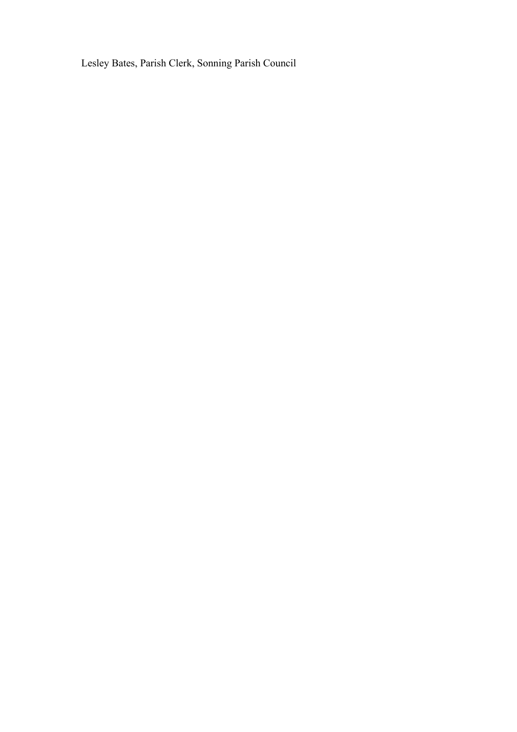Lesley Bates, Parish Clerk, Sonning Parish Council